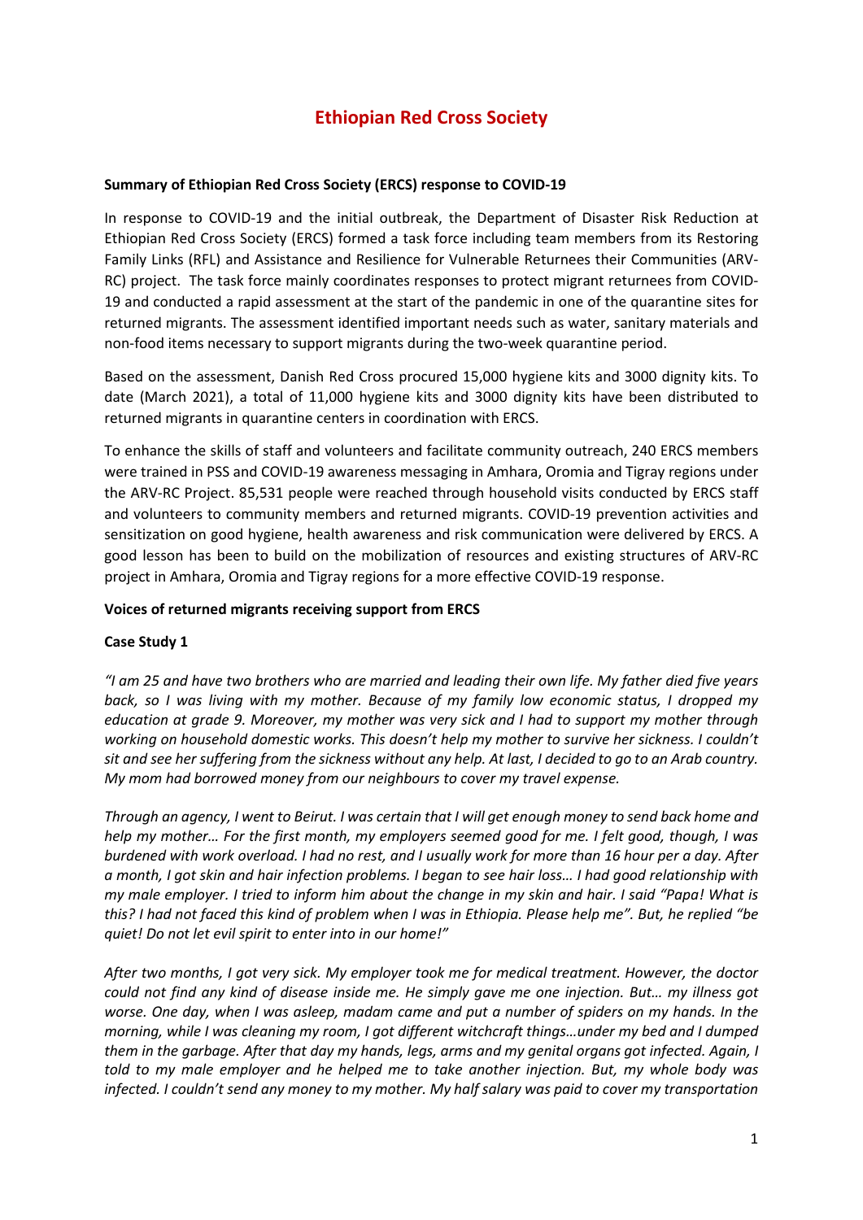# Ethiopian Red Cross Society

**Summary of Ethiopian Red Cross Society (ERCS) response to COVID-19**

In response to COVID-19 and the initial outbreak, the Department of Disaster Risk Reduction at Ethiopian Red Cross Society (ERCS) formed a task force including team members from its Restoring Family Links (RFL) and Assistance and Resilience for Vulnerable Returnees their Communities (ARV-RC) project. The task force mainly coordinates responses to protect migrant returnees from COVID-19 and conducted a rapid assessment at the start of the pandemic in one of the quarantine sites for returned migrants. The assessment identified important needs such as water, sanitary materials and non-food items necessary to support migrants during the two-week quarantine period.

Based on the assessment, Danish Red Cross procured 15,000 hygiene kits and 3000 dignity kits. To date (March 2021), a total of 11,000 hygiene kits and 3000 dignity kits have been distributed to returned migrants in quarantine centers in coordination with ERCS.

To enhance the skills of staff and volunteers and facilitate community outreach, 240 ERCS members were trained in PSS and COVID-19 awareness messaging in Amhara, Oromia and Tigray regions under the ARV-RC Project. 85,531 people were reached through household visits conducted by ERCS staff and volunteers to community members and returned migrants. COVID-19 prevention activities and sensitization on good hygiene, health awareness and risk communication were delivered by ERCS. A good lesson has been to build on the mobilization of resources and existing structures of ARV-RC project in Amhara, Oromia and Tigray regions for a more effective COVID-19 response.

**Voices of returned migrants receiving support from ERCS**

**Case Study 1**

*"I am 25 and have two brothers who are married and leading their own life. My father died five years back, so I was living with my mother. Because of my family low economic status, I dropped my education at grade 9. Moreover, my mother was very sick and I had to support my mother through working on household domestic works. This doesn't help my mother to survive her sickness. I couldn't sit and see her suffering from the sickness without any help. At last, I decided to go to an Arab country. My mom had borrowed money from our neighbours to cover my travel expense.*

*Through an agency, I went to Beirut. I was certain that I will get enough money to send back home and help my mother… For the first month, my employers seemed good for me. I felt good, though, I was burdened with work overload. I had no rest, and I usually work for more than 16 hour per a day. After a month, I got skin and hair infection problems. I began to see hair loss… I had good relationship with my male employer. I tried to inform him about the change in my skin and hair. I said "Papa! What is this? I had not faced this kind of problem when I was in Ethiopia. Please help me". But, he replied "be quiet! Do not let evil spirit to enter into in our home!"*

*After two months, I got very sick. My employer took me for medical treatment. However, the doctor could not find any kind of disease inside me. He simply gave me one injection. But… my illness got worse. One day, when I was asleep, madam came and put a number of spiders on my hands. In the morning, while I was cleaning my room, I got different witchcraft things…under my bed and I dumped them in the garbage. After that day my hands, legs, arms and my genital organs got infected. Again, I told to my male employer and he helped me to take another injection. But, my whole body was infected. I couldn't send any money to my mother. My half salary was paid to cover my transportation*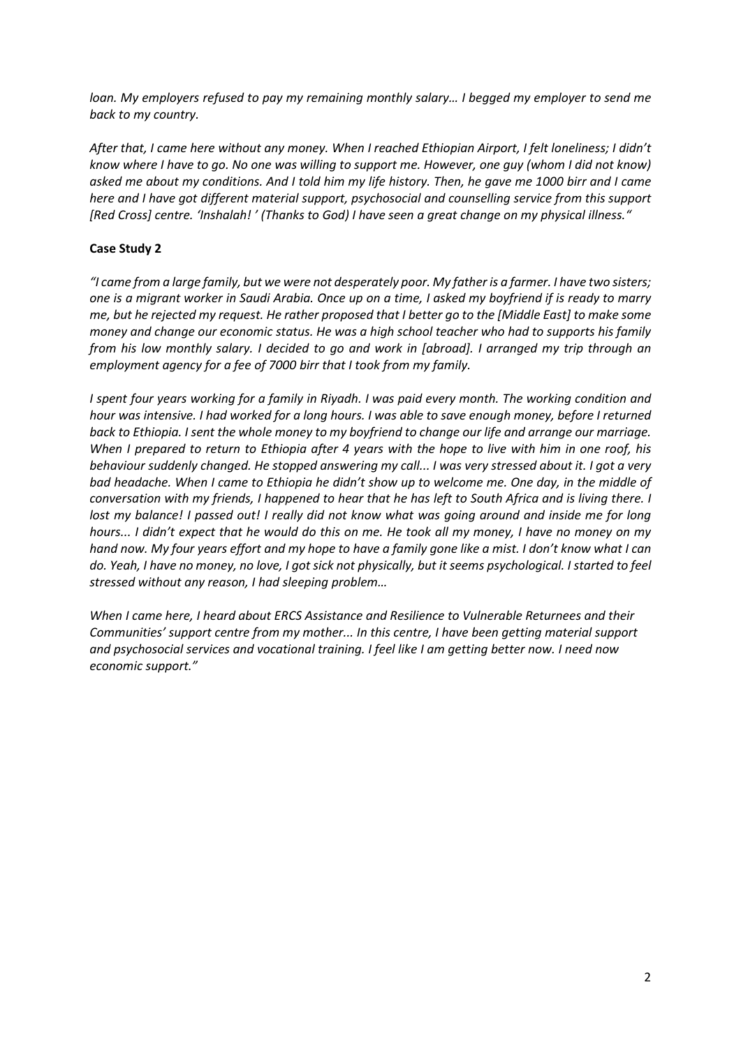*loan. My employers refused to pay my remaining monthly salary… I begged my employer to send me back to my country.*

*After that, I came here without any money. When I reached Ethiopian Airport, I felt loneliness; I didn't know where I have to go. No one was willing to support me. However, one guy (whom I did not know) asked me about my conditions. And I told him my life history. Then, he gave me 1000 birr and I came here and I have got different material support, psychosocial and counselling service from this support [Red Cross] centre. 'Inshalah! ' (Thanks to God) I have seen a great change on my physical illness."*

**Case Study 2**

*"I came from a large family, but we were not desperately poor. My father is a farmer. I have two sisters; one is a migrant worker in Saudi Arabia. Once up on a time, I asked my boyfriend if is ready to marry me, but he rejected my request. He rather proposed that I better go to the [Middle East] to make some money and change our economic status. He was a high school teacher who had to supports his family from his low monthly salary. I decided to go and work in [abroad]. I arranged my trip through an employment agency for a fee of 7000 birr that I took from my family.*

*I spent four years working for a family in Riyadh. I was paid every month. The working condition and hour was intensive. I had worked for a long hours. I was able to save enough money, before I returned back to Ethiopia. I sent the whole money to my boyfriend to change our life and arrange our marriage. When I prepared to return to Ethiopia after 4 years with the hope to live with him in one roof, his behaviour suddenly changed. He stopped answering my call... I was very stressed about it. I got a very bad headache. When I came to Ethiopia he didn't show up to welcome me. One day, in the middle of conversation with my friends, I happened to hear that he has left to South Africa and is living there. I lost my balance! I passed out! I really did not know what was going around and inside me for long hours... I didn't expect that he would do this on me. He took all my money, I have no money on my hand now. My four years effort and my hope to have a family gone like a mist. I don't know what I can do. Yeah, I have no money, no love, I got sick not physically, but it seems psychological. I started to feel stressed without any reason, I had sleeping problem…*

*When I came here, I heard about ERCS Assistance and Resilience to Vulnerable Returnees and their Communities' support centre from my mother... In this centre, I have been getting material support and psychosocial services and vocational training. I feel like I am getting better now. I need now economic support."*